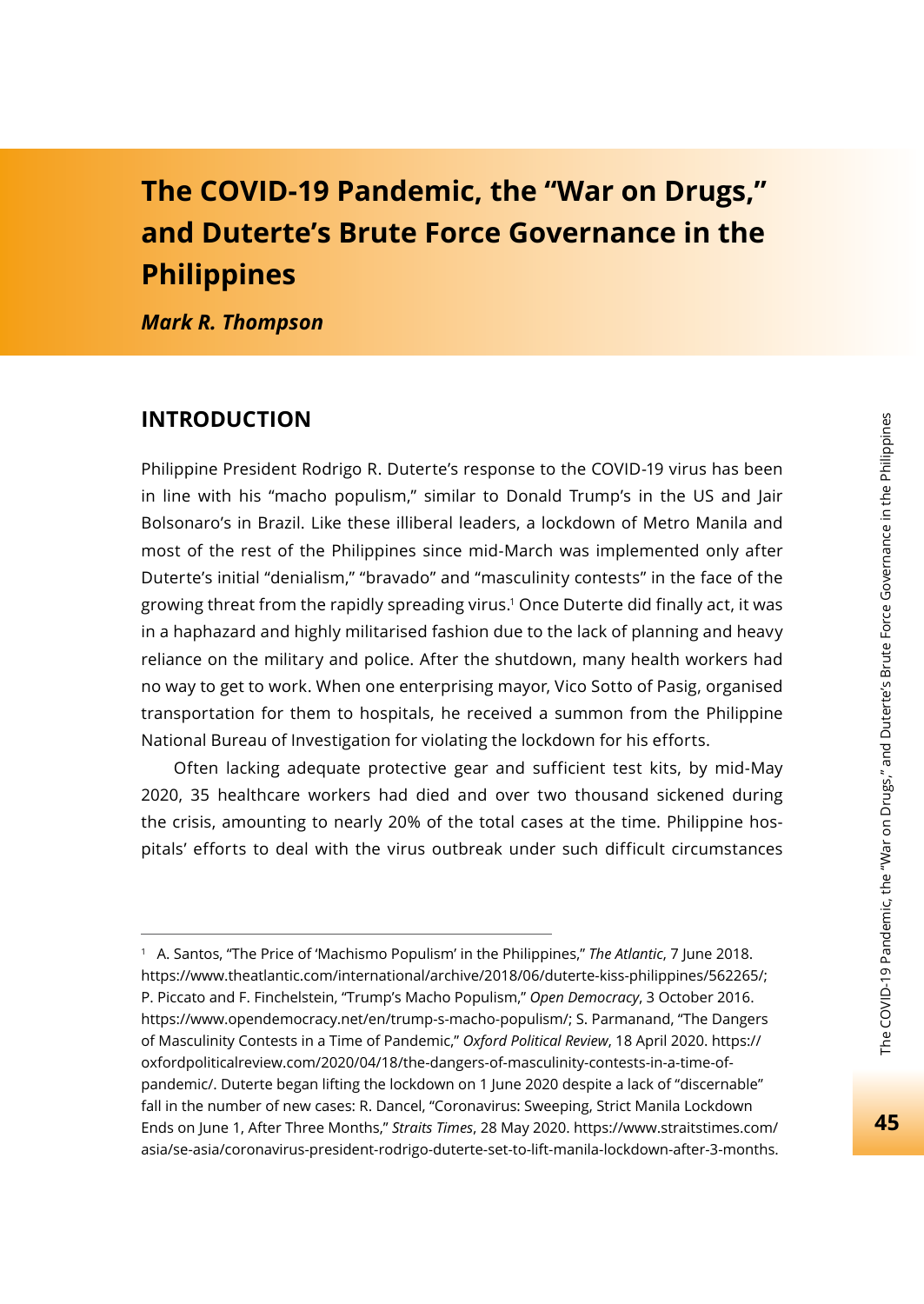# The COVID-19 Pandemic, the "War on Drugs," and Duterte's Brute Force Governance in the Philippines

***Mark R. Thompson***

## INTRODUCTION

Philippine President Rodrigo R. Duterte's response to the COVID-19 virus has been in line with his "macho populism," similar to Donald Trump's in the US and Jair Bolsonaro's in Brazil. Like these illiberal leaders, a lockdown of Metro Manila and most of the rest of the Philippines since mid-March was implemented only after Duterte's initial "denialism," "bravado" and "masculinity contests" in the face of the growing threat from the rapidly spreading virus.[1] Once Duterte did finally act, it was in a haphazard and highly militarised fashion due to the lack of planning and heavy reliance on the military and police. After the shutdown, many health workers had no way to get to work. When one enterprising mayor, Vico Sotto of Pasig, organised transportation for them to hospitals, he received a summon from the Philippine National Bureau of Investigation for violating the lockdown for his efforts.

Often lacking adequate protective gear and sufficient test kits, by mid-May 2020, 35 healthcare workers had died and over two thousand sickened during the crisis, amounting to nearly 20% of the total cases at the time. Philippine hospitals' efforts to deal with the virus outbreak under such difficult circumstances

---

[1] A. Santos, "The Price of 'Machismo Populism' in the Philippines," *The Atlantic*, 7 June 2018. https://www.theatlantic.com/international/archive/2018/06/duterte-kiss-philippines/562265/; P. Piccato and F. Finchelstein, "Trump's Macho Populism," *Open Democracy*, 3 October 2016. https://www.opendemocracy.net/en/trump-s-macho-populism/; S. Parmanand, "The Dangers of Masculinity Contests in a Time of Pandemic," *Oxford Political Review*, 18 April 2020. https://oxfordpoliticalreview.com/2020/04/18/the-dangers-of-masculinity-contests-in-a-time-of-pandemic/. Duterte began lifting the lockdown on 1 June 2020 despite a lack of "discernable" fall in the number of new cases: R. Dancel, "Coronavirus: Sweeping, Strict Manila Lockdown Ends on June 1, After Three Months," *Straits Times*, 28 May 2020. https://www.straitstimes.com/asia/se-asia/coronavirus-president-rodrigo-duterte-set-to-lift-manila-lockdown-after-3-months.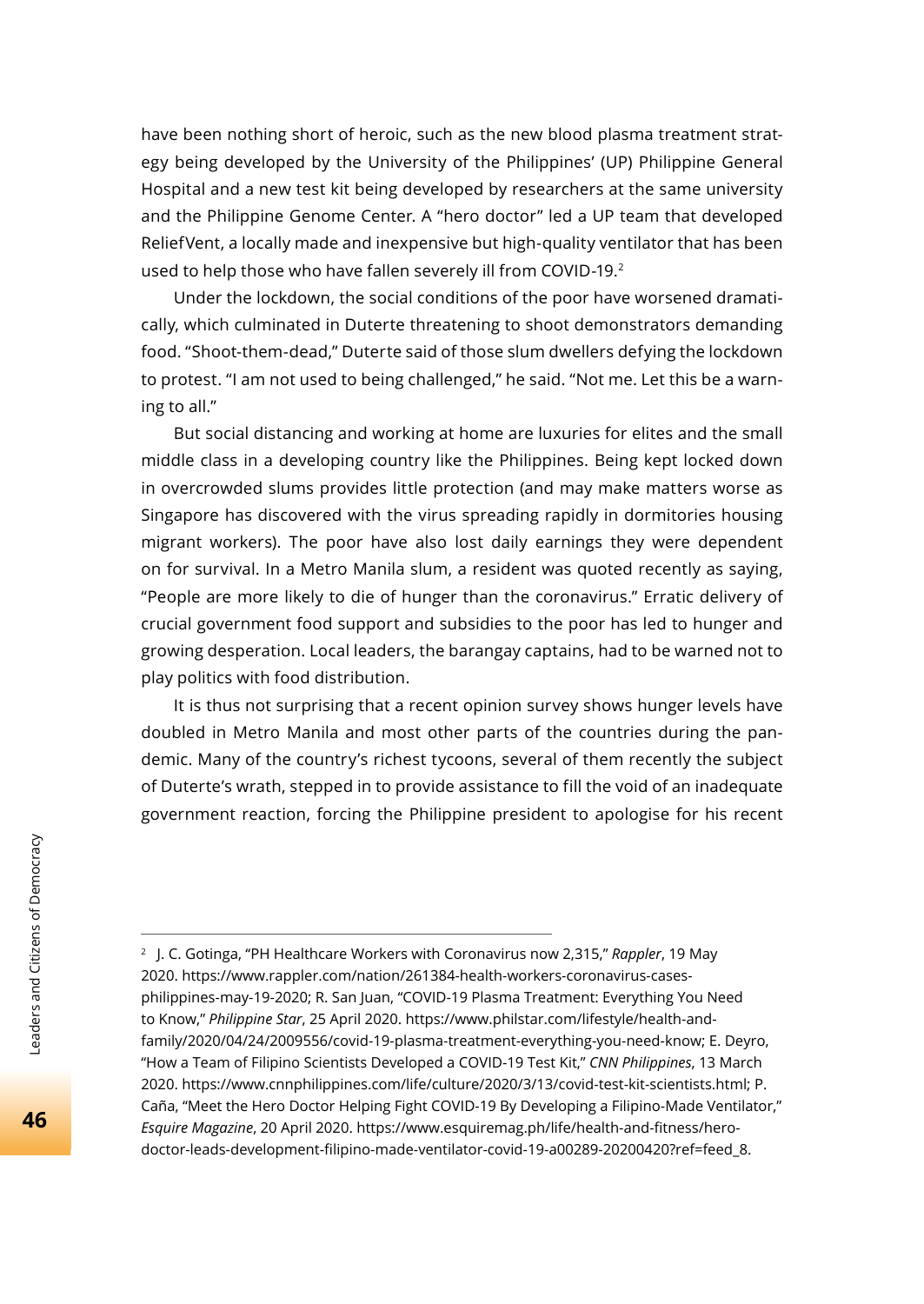have been nothing short of heroic, such as the new blood plasma treatment strategy being developed by the University of the Philippines' (UP) Philippine General Hospital and a new test kit being developed by researchers at the same university and the Philippine Genome Center. A "hero doctor" led a UP team that developed ReliefVent, a locally made and inexpensive but high-quality ventilator that has been used to help those who have fallen severely ill from COVID-19.[2]

Under the lockdown, the social conditions of the poor have worsened dramatically, which culminated in Duterte threatening to shoot demonstrators demanding food. "Shoot-them-dead," Duterte said of those slum dwellers defying the lockdown to protest. "I am not used to being challenged," he said. "Not me. Let this be a warning to all."

But social distancing and working at home are luxuries for elites and the small middle class in a developing country like the Philippines. Being kept locked down in overcrowded slums provides little protection (and may make matters worse as Singapore has discovered with the virus spreading rapidly in dormitories housing migrant workers). The poor have also lost daily earnings they were dependent on for survival. In a Metro Manila slum, a resident was quoted recently as saying, "People are more likely to die of hunger than the coronavirus." Erratic delivery of crucial government food support and subsidies to the poor has led to hunger and growing desperation. Local leaders, the barangay captains, had to be warned not to play politics with food distribution.

It is thus not surprising that a recent opinion survey shows hunger levels have doubled in Metro Manila and most other parts of the countries during the pandemic. Many of the country's richest tycoons, several of them recently the subject of Duterte's wrath, stepped in to provide assistance to fill the void of an inadequate government reaction, forcing the Philippine president to apologise for his recent

---

[2] J. C. Gotinga, "PH Healthcare Workers with Coronavirus now 2,315," *Rappler*, 19 May 2020. https://www.rappler.com/nation/261384-health-workers-coronavirus-cases-philippines-may-19-2020; R. San Juan, "COVID-19 Plasma Treatment: Everything You Need to Know," *Philippine Star*, 25 April 2020. https://www.philstar.com/lifestyle/health-and-family/2020/04/24/2009556/covid-19-plasma-treatment-everything-you-need-know; E. Deyro, "How a Team of Filipino Scientists Developed a COVID-19 Test Kit," *CNN Philippines*, 13 March 2020. https://www.cnnphilippines.com/life/culture/2020/3/13/covid-test-kit-scientists.html; P. Caña, "Meet the Hero Doctor Helping Fight COVID-19 By Developing a Filipino-Made Ventilator," *Esquire Magazine*, 20 April 2020. https://www.esquiremag.ph/life/health-and-fitness/hero-doctor-leads-development-filipino-made-ventilator-covid-19-a00289-20200420?ref=feed_8.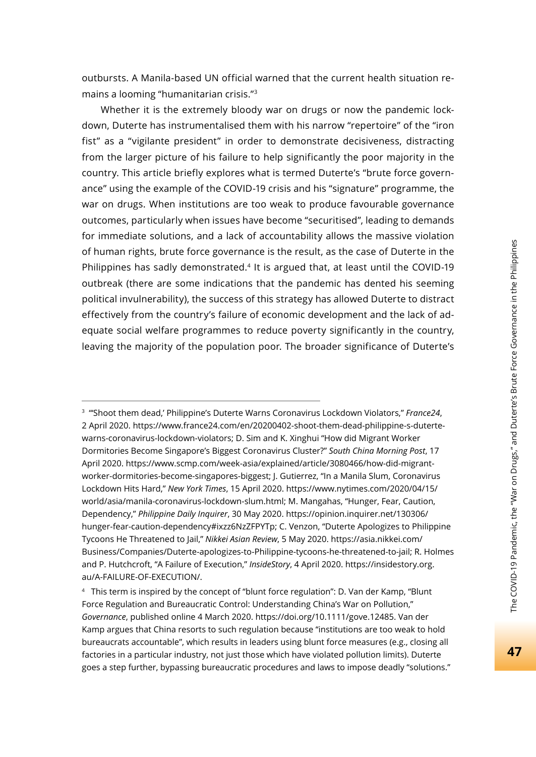outbursts. A Manila-based UN official warned that the current health situation remains a looming "humanitarian crisis."[3]

Whether it is the extremely bloody war on drugs or now the pandemic lockdown, Duterte has instrumentalised them with his narrow "repertoire" of the "iron fist" as a "vigilante president" in order to demonstrate decisiveness, distracting from the larger picture of his failure to help significantly the poor majority in the country. This article briefly explores what is termed Duterte's "brute force governance" using the example of the COVID-19 crisis and his "signature" programme, the war on drugs. When institutions are too weak to produce favourable governance outcomes, particularly when issues have become "securitised", leading to demands for immediate solutions, and a lack of accountability allows the massive violation of human rights, brute force governance is the result, as the case of Duterte in the Philippines has sadly demonstrated.[4] It is argued that, at least until the COVID-19 outbreak (there are some indications that the pandemic has dented his seeming political invulnerability), the success of this strategy has allowed Duterte to distract effectively from the country's failure of economic development and the lack of adequate social welfare programmes to reduce poverty significantly in the country, leaving the majority of the population poor. The broader significance of Duterte's

---

[3] "'Shoot them dead,' Philippine's Duterte Warns Coronavirus Lockdown Violators," *France24*, 2 April 2020. https://www.france24.com/en/20200402-shoot-them-dead-philippine-s-duterte-warns-coronavirus-lockdown-violators; D. Sim and K. Xinghui "How did Migrant Worker Dormitories Become Singapore's Biggest Coronavirus Cluster?" *South China Morning Post*, 17 April 2020. https://www.scmp.com/week-asia/explained/article/3080466/how-did-migrant-worker-dormitories-become-singapores-biggest; J. Gutierrez, "In a Manila Slum, Coronavirus Lockdown Hits Hard," *New York Times*, 15 April 2020. https://www.nytimes.com/2020/04/15/world/asia/manila-coronavirus-lockdown-slum.html; M. Mangahas, "Hunger, Fear, Caution, Dependency," *Philippine Daily Inquirer*, 30 May 2020. https://opinion.inquirer.net/130306/hunger-fear-caution-dependency#ixzz6NzZFPYTp; C. Venzon, "Duterte Apologizes to Philippine Tycoons He Threatened to Jail," *Nikkei Asian Review*, 5 May 2020. https://asia.nikkei.com/Business/Companies/Duterte-apologizes-to-Philippine-tycoons-he-threatened-to-jail; R. Holmes and P. Hutchcroft, "A Failure of Execution," *InsideStory*, 4 April 2020. https://insidestory.org.au/A-FAILURE-OF-EXECUTION/.

[4] This term is inspired by the concept of "blunt force regulation": D. Van der Kamp, "Blunt Force Regulation and Bureaucratic Control: Understanding China's War on Pollution," *Governance*, published online 4 March 2020. https://doi.org/10.1111/gove.12485. Van der Kamp argues that China resorts to such regulation because "institutions are too weak to hold bureaucrats accountable", which results in leaders using blunt force measures (e.g., closing all factories in a particular industry, not just those which have violated pollution limits). Duterte goes a step further, bypassing bureaucratic procedures and laws to impose deadly "solutions."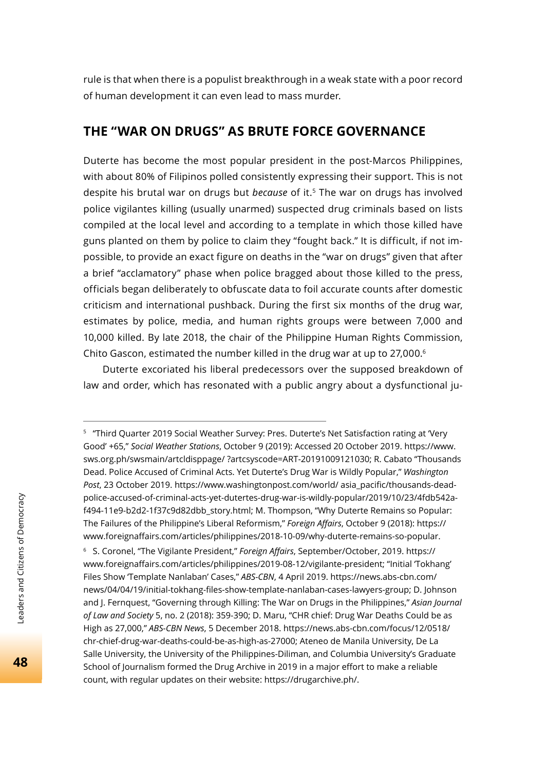rule is that when there is a populist breakthrough in a weak state with a poor record of human development it can even lead to mass murder.

## THE "WAR ON DRUGS" AS BRUTE FORCE GOVERNANCE

Duterte has become the most popular president in the post-Marcos Philippines, with about 80% of Filipinos polled consistently expressing their support. This is not despite his brutal war on drugs but *because* of it.[5] The war on drugs has involved police vigilantes killing (usually unarmed) suspected drug criminals based on lists compiled at the local level and according to a template in which those killed have guns planted on them by police to claim they "fought back." It is difficult, if not impossible, to provide an exact figure on deaths in the "war on drugs" given that after a brief "acclamatory" phase when police bragged about those killed to the press, officials began deliberately to obfuscate data to foil accurate counts after domestic criticism and international pushback. During the first six months of the drug war, estimates by police, media, and human rights groups were between 7,000 and 10,000 killed. By late 2018, the chair of the Philippine Human Rights Commission, Chito Gascon, estimated the number killed in the drug war at up to 27,000.[6]

Duterte excoriated his liberal predecessors over the supposed breakdown of law and order, which has resonated with a public angry about a dysfunctional ju-

---

[5] "Third Quarter 2019 Social Weather Survey: Pres. Duterte's Net Satisfaction rating at 'Very Good' +65," *Social Weather Stations*, October 9 (2019): Accessed 20 October 2019. https://www.sws.org.ph/swsmain/artcldisppage/ ?artcsyscode=ART-20191009121030; R. Cabato "Thousands Dead. Police Accused of Criminal Acts. Yet Duterte's Drug War is Wildly Popular," *Washington Post*, 23 October 2019. https://www.washingtonpost.com/world/ asia_pacific/thousands-dead-police-accused-of-criminal-acts-yet-dutertes-drug-war-is-wildly-popular/2019/10/23/4fdb542a-f494-11e9-b2d2-1f37c9d82dbb_story.html; M. Thompson, "Why Duterte Remains so Popular: The Failures of the Philippine's Liberal Reformism," *Foreign Affairs*, October 9 (2018): https://www.foreignaffairs.com/articles/philippines/2018-10-09/why-duterte-remains-so-popular.

[6] S. Coronel, "The Vigilante President," *Foreign Affairs*, September/October, 2019. https://www.foreignaffairs.com/articles/philippines/2019-08-12/vigilante-president; "Initial 'Tokhang' Files Show 'Template Nanlaban' Cases," *ABS-CBN*, 4 April 2019. https://news.abs-cbn.com/news/04/04/19/initial-tokhang-files-show-template-nanlaban-cases-lawyers-group; D. Johnson and J. Fernquest, "Governing through Killing: The War on Drugs in the Philippines," *Asian Journal of Law and Society* 5, no. 2 (2018): 359-390; D. Maru, "CHR chief: Drug War Deaths Could be as High as 27,000," *ABS-CBN News*, 5 December 2018. https://news.abs-cbn.com/focus/12/0518/chr-chief-drug-war-deaths-could-be-as-high-as-27000; Ateneo de Manila University, De La Salle University, the University of the Philippines-Diliman, and Columbia University's Graduate School of Journalism formed the Drug Archive in 2019 in a major effort to make a reliable count, with regular updates on their website: https://drugarchive.ph/.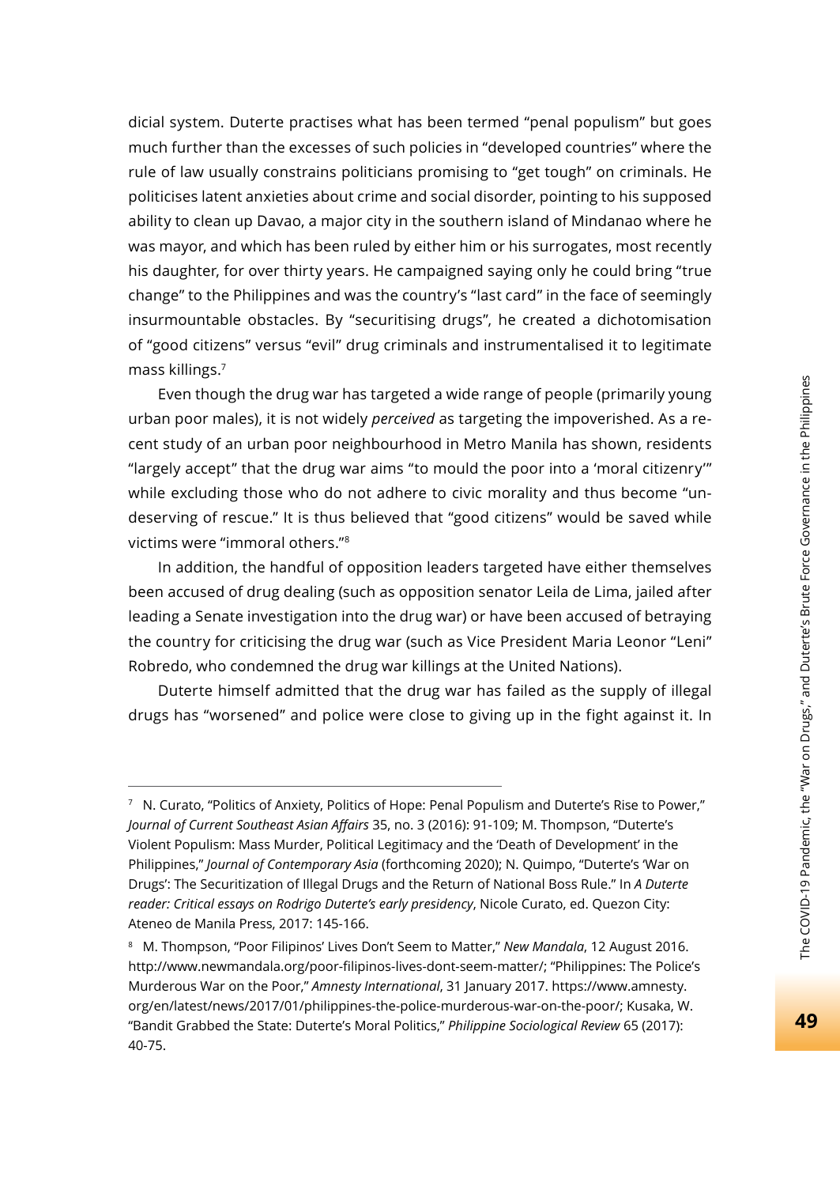dicial system. Duterte practises what has been termed "penal populism" but goes much further than the excesses of such policies in "developed countries" where the rule of law usually constrains politicians promising to "get tough" on criminals. He politicises latent anxieties about crime and social disorder, pointing to his supposed ability to clean up Davao, a major city in the southern island of Mindanao where he was mayor, and which has been ruled by either him or his surrogates, most recently his daughter, for over thirty years. He campaigned saying only he could bring "true change" to the Philippines and was the country's "last card" in the face of seemingly insurmountable obstacles. By "securitising drugs", he created a dichotomisation of "good citizens" versus "evil" drug criminals and instrumentalised it to legitimate mass killings.[7]

Even though the drug war has targeted a wide range of people (primarily young urban poor males), it is not widely *perceived* as targeting the impoverished. As a recent study of an urban poor neighbourhood in Metro Manila has shown, residents "largely accept" that the drug war aims "to mould the poor into a 'moral citizenry'" while excluding those who do not adhere to civic morality and thus become "undeserving of rescue." It is thus believed that "good citizens" would be saved while victims were "immoral others."[8]

In addition, the handful of opposition leaders targeted have either themselves been accused of drug dealing (such as opposition senator Leila de Lima, jailed after leading a Senate investigation into the drug war) or have been accused of betraying the country for criticising the drug war (such as Vice President Maria Leonor "Leni" Robredo, who condemned the drug war killings at the United Nations).

Duterte himself admitted that the drug war has failed as the supply of illegal drugs has "worsened" and police were close to giving up in the fight against it. In

---

[7] N. Curato, "Politics of Anxiety, Politics of Hope: Penal Populism and Duterte's Rise to Power," *Journal of Current Southeast Asian Affairs* 35, no. 3 (2016): 91-109; M. Thompson, "Duterte's Violent Populism: Mass Murder, Political Legitimacy and the 'Death of Development' in the Philippines," *Journal of Contemporary Asia* (forthcoming 2020); N. Quimpo, "Duterte's 'War on Drugs': The Securitization of Illegal Drugs and the Return of National Boss Rule." In *A Duterte reader: Critical essays on Rodrigo Duterte's early presidency*, Nicole Curato, ed. Quezon City: Ateneo de Manila Press, 2017: 145-166.

[8] M. Thompson, "Poor Filipinos' Lives Don't Seem to Matter," *New Mandala*, 12 August 2016. http://www.newmandala.org/poor-filipinos-lives-dont-seem-matter/; "Philippines: The Police's Murderous War on the Poor," *Amnesty International*, 31 January 2017. https://www.amnesty.org/en/latest/news/2017/01/philippines-the-police-murderous-war-on-the-poor/; Kusaka, W. "Bandit Grabbed the State: Duterte's Moral Politics," *Philippine Sociological Review* 65 (2017): 40-75.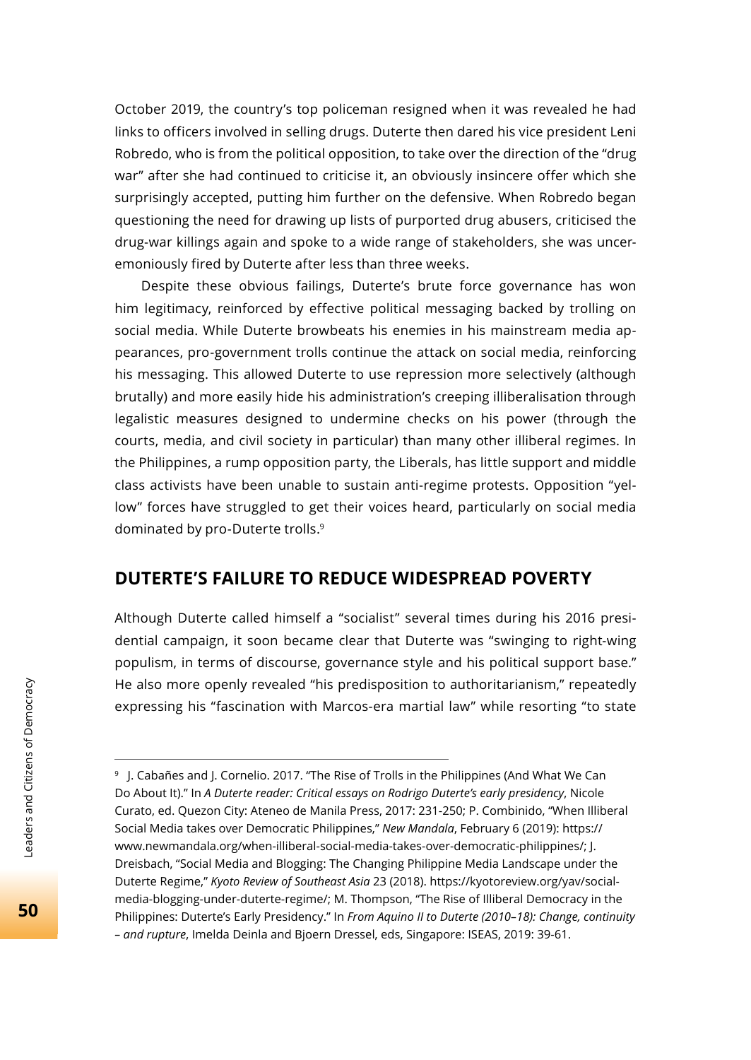October 2019, the country's top policeman resigned when it was revealed he had links to officers involved in selling drugs. Duterte then dared his vice president Leni Robredo, who is from the political opposition, to take over the direction of the "drug war" after she had continued to criticise it, an obviously insincere offer which she surprisingly accepted, putting him further on the defensive. When Robredo began questioning the need for drawing up lists of purported drug abusers, criticised the drug-war killings again and spoke to a wide range of stakeholders, she was unceremoniously fired by Duterte after less than three weeks.

Despite these obvious failings, Duterte's brute force governance has won him legitimacy, reinforced by effective political messaging backed by trolling on social media. While Duterte browbeats his enemies in his mainstream media appearances, pro-government trolls continue the attack on social media, reinforcing his messaging. This allowed Duterte to use repression more selectively (although brutally) and more easily hide his administration's creeping illiberalisation through legalistic measures designed to undermine checks on his power (through the courts, media, and civil society in particular) than many other illiberal regimes. In the Philippines, a rump opposition party, the Liberals, has little support and middle class activists have been unable to sustain anti-regime protests. Opposition "yellow" forces have struggled to get their voices heard, particularly on social media dominated by pro-Duterte trolls.[9]

## DUTERTE'S FAILURE TO REDUCE WIDESPREAD POVERTY

Although Duterte called himself a "socialist" several times during his 2016 presidential campaign, it soon became clear that Duterte was "swinging to right-wing populism, in terms of discourse, governance style and his political support base." He also more openly revealed "his predisposition to authoritarianism," repeatedly expressing his "fascination with Marcos-era martial law" while resorting "to state

---

[9] J. Cabañes and J. Cornelio. 2017. "The Rise of Trolls in the Philippines (And What We Can Do About It)." In *A Duterte reader: Critical essays on Rodrigo Duterte's early presidency*, Nicole Curato, ed. Quezon City: Ateneo de Manila Press, 2017: 231-250; P. Combinido, "When Illiberal Social Media takes over Democratic Philippines," *New Mandala*, February 6 (2019): https://www.newmandala.org/when-illiberal-social-media-takes-over-democratic-philippines/; J. Dreisbach, "Social Media and Blogging: The Changing Philippine Media Landscape under the Duterte Regime," *Kyoto Review of Southeast Asia* 23 (2018). https://kyotoreview.org/yav/social-media-blogging-under-duterte-regime/; M. Thompson, "The Rise of Illiberal Democracy in the Philippines: Duterte's Early Presidency." In *From Aquino II to Duterte (2010–18): Change, continuity – and rupture*, Imelda Deinla and Bjoern Dressel, eds, Singapore: ISEAS, 2019: 39-61.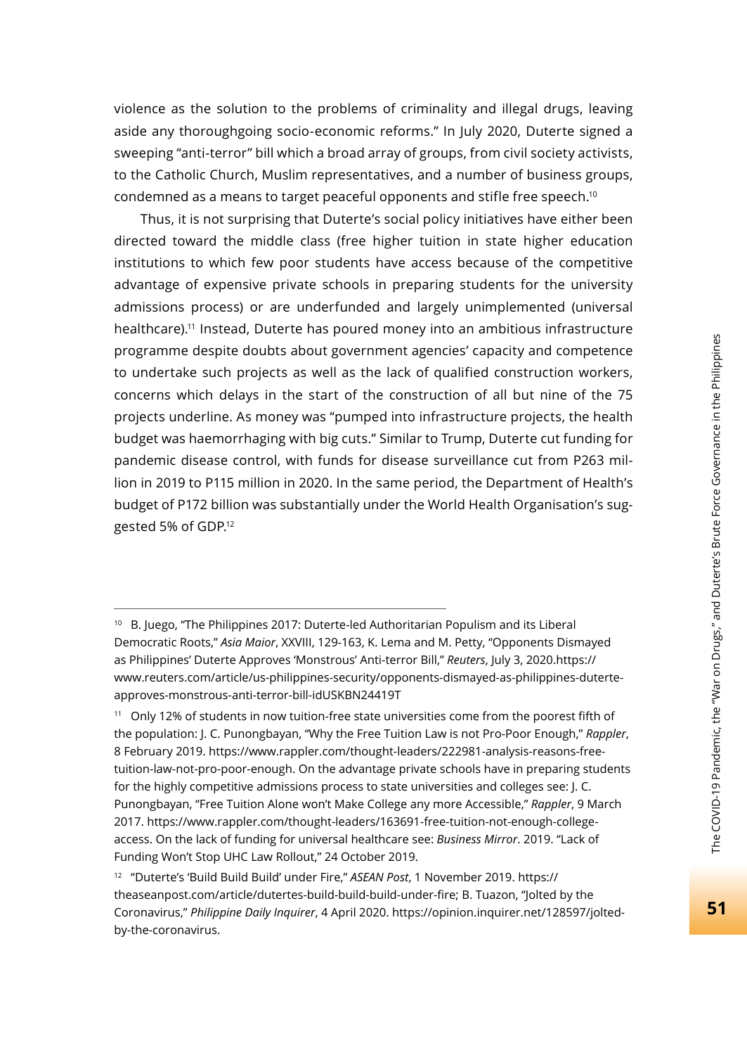violence as the solution to the problems of criminality and illegal drugs, leaving aside any thoroughgoing socio-economic reforms." In July 2020, Duterte signed a sweeping "anti-terror" bill which a broad array of groups, from civil society activists, to the Catholic Church, Muslim representatives, and a number of business groups, condemned as a means to target peaceful opponents and stifle free speech.[10]

Thus, it is not surprising that Duterte's social policy initiatives have either been directed toward the middle class (free higher tuition in state higher education institutions to which few poor students have access because of the competitive advantage of expensive private schools in preparing students for the university admissions process) or are underfunded and largely unimplemented (universal healthcare).[11] Instead, Duterte has poured money into an ambitious infrastructure programme despite doubts about government agencies' capacity and competence to undertake such projects as well as the lack of qualified construction workers, concerns which delays in the start of the construction of all but nine of the 75 projects underline. As money was "pumped into infrastructure projects, the health budget was haemorrhaging with big cuts." Similar to Trump, Duterte cut funding for pandemic disease control, with funds for disease surveillance cut from P263 million in 2019 to P115 million in 2020. In the same period, the Department of Health's budget of P172 billion was substantially under the World Health Organisation's suggested 5% of GDP.[12]

---

[10] B. Juego, "The Philippines 2017: Duterte-led Authoritarian Populism and its Liberal Democratic Roots," *Asia Maior*, XXVIII, 129-163, K. Lema and M. Petty, "Opponents Dismayed as Philippines' Duterte Approves 'Monstrous' Anti-terror Bill," *Reuters*, July 3, 2020.https://www.reuters.com/article/us-philippines-security/opponents-dismayed-as-philippines-duterte-approves-monstrous-anti-terror-bill-idUSKBN24419T

[11] Only 12% of students in now tuition-free state universities come from the poorest fifth of the population: J. C. Punongbayan, "Why the Free Tuition Law is not Pro-Poor Enough," *Rappler*, 8 February 2019. https://www.rappler.com/thought-leaders/222981-analysis-reasons-free-tuition-law-not-pro-poor-enough. On the advantage private schools have in preparing students for the highly competitive admissions process to state universities and colleges see: J. C. Punongbayan, "Free Tuition Alone won't Make College any more Accessible," *Rappler*, 9 March 2017. https://www.rappler.com/thought-leaders/163691-free-tuition-not-enough-college-access. On the lack of funding for universal healthcare see: *Business Mirror*. 2019. "Lack of Funding Won't Stop UHC Law Rollout," 24 October 2019.

[12] "Duterte's 'Build Build Build' under Fire," *ASEAN Post*, 1 November 2019. https://theaseanpost.com/article/dutertes-build-build-build-under-fire; B. Tuazon, "Jolted by the Coronavirus," *Philippine Daily Inquirer*, 4 April 2020. https://opinion.inquirer.net/128597/jolted-by-the-coronavirus.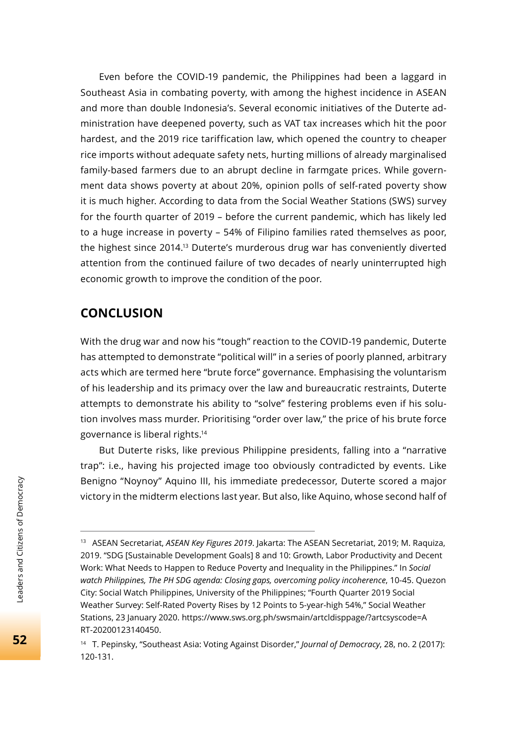Even before the COVID-19 pandemic, the Philippines had been a laggard in Southeast Asia in combating poverty, with among the highest incidence in ASEAN and more than double Indonesia's. Several economic initiatives of the Duterte administration have deepened poverty, such as VAT tax increases which hit the poor hardest, and the 2019 rice tariffication law, which opened the country to cheaper rice imports without adequate safety nets, hurting millions of already marginalised family-based farmers due to an abrupt decline in farmgate prices. While government data shows poverty at about 20%, opinion polls of self-rated poverty show it is much higher. According to data from the Social Weather Stations (SWS) survey for the fourth quarter of 2019 – before the current pandemic, which has likely led to a huge increase in poverty – 54% of Filipino families rated themselves as poor, the highest since 2014.[13] Duterte's murderous drug war has conveniently diverted attention from the continued failure of two decades of nearly uninterrupted high economic growth to improve the condition of the poor.

## CONCLUSION

With the drug war and now his "tough" reaction to the COVID-19 pandemic, Duterte has attempted to demonstrate "political will" in a series of poorly planned, arbitrary acts which are termed here "brute force" governance. Emphasising the voluntarism of his leadership and its primacy over the law and bureaucratic restraints, Duterte attempts to demonstrate his ability to "solve" festering problems even if his solution involves mass murder. Prioritising "order over law," the price of his brute force governance is liberal rights.[14]

But Duterte risks, like previous Philippine presidents, falling into a "narrative trap": i.e., having his projected image too obviously contradicted by events. Like Benigno "Noynoy" Aquino III, his immediate predecessor, Duterte scored a major victory in the midterm elections last year. But also, like Aquino, whose second half of

---

[13] ASEAN Secretariat, *ASEAN Key Figures 2019*. Jakarta: The ASEAN Secretariat, 2019; M. Raquiza, 2019. "SDG [Sustainable Development Goals] 8 and 10: Growth, Labor Productivity and Decent Work: What Needs to Happen to Reduce Poverty and Inequality in the Philippines." In *Social watch Philippines, The PH SDG agenda: Closing gaps, overcoming policy incoherence*, 10-45. Quezon City: Social Watch Philippines, University of the Philippines; "Fourth Quarter 2019 Social Weather Survey: Self-Rated Poverty Rises by 12 Points to 5-year-high 54%," Social Weather Stations, 23 January 2020. https://www.sws.org.ph/swsmain/artcldisppage/?artcsyscode=ART-20200123140450.

[14] T. Pepinsky, "Southeast Asia: Voting Against Disorder," *Journal of Democracy*, 28, no. 2 (2017): 120-131.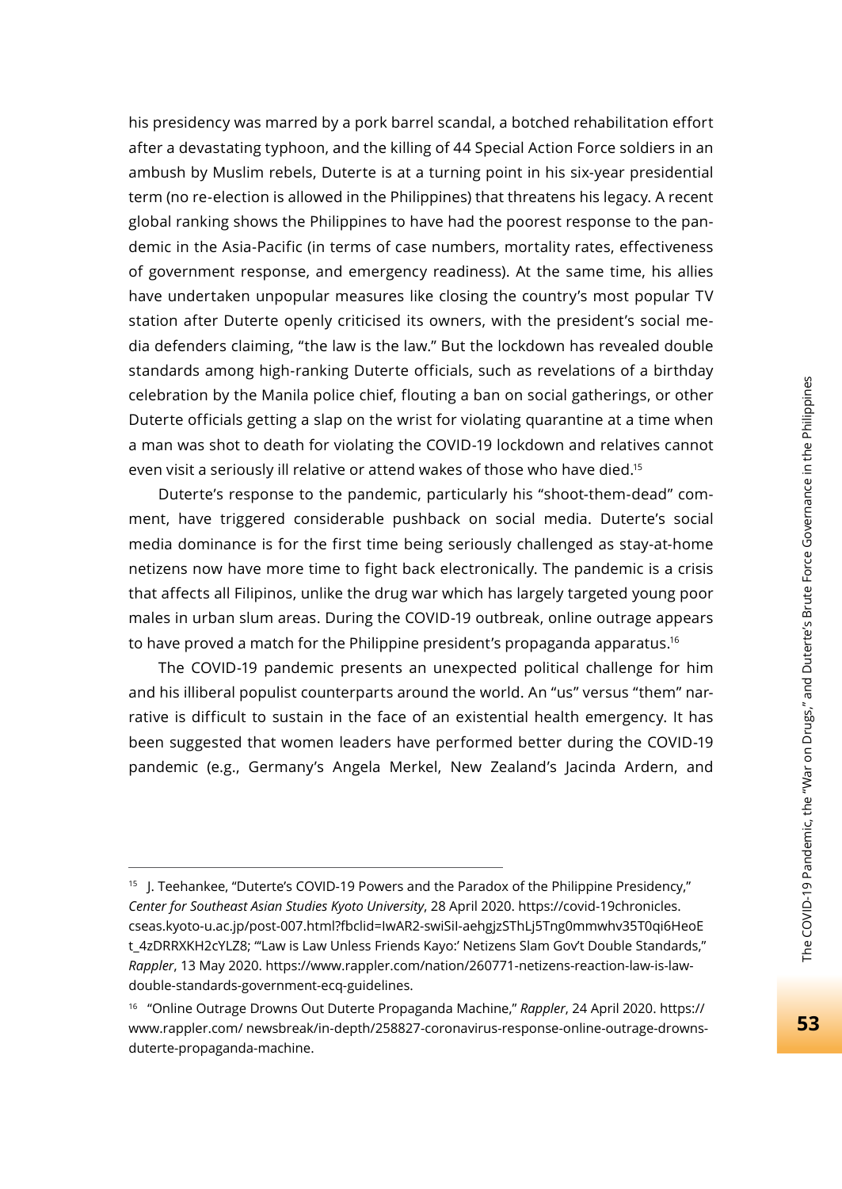his presidency was marred by a pork barrel scandal, a botched rehabilitation effort after a devastating typhoon, and the killing of 44 Special Action Force soldiers in an ambush by Muslim rebels, Duterte is at a turning point in his six-year presidential term (no re-election is allowed in the Philippines) that threatens his legacy. A recent global ranking shows the Philippines to have had the poorest response to the pandemic in the Asia-Pacific (in terms of case numbers, mortality rates, effectiveness of government response, and emergency readiness). At the same time, his allies have undertaken unpopular measures like closing the country's most popular TV station after Duterte openly criticised its owners, with the president's social media defenders claiming, "the law is the law." But the lockdown has revealed double standards among high-ranking Duterte officials, such as revelations of a birthday celebration by the Manila police chief, flouting a ban on social gatherings, or other Duterte officials getting a slap on the wrist for violating quarantine at a time when a man was shot to death for violating the COVID-19 lockdown and relatives cannot even visit a seriously ill relative or attend wakes of those who have died.[15]

Duterte's response to the pandemic, particularly his "shoot-them-dead" comment, have triggered considerable pushback on social media. Duterte's social media dominance is for the first time being seriously challenged as stay-at-home netizens now have more time to fight back electronically. The pandemic is a crisis that affects all Filipinos, unlike the drug war which has largely targeted young poor males in urban slum areas. During the COVID-19 outbreak, online outrage appears to have proved a match for the Philippine president's propaganda apparatus.[16]

The COVID-19 pandemic presents an unexpected political challenge for him and his illiberal populist counterparts around the world. An "us" versus "them" narrative is difficult to sustain in the face of an existential health emergency. It has been suggested that women leaders have performed better during the COVID-19 pandemic (e.g., Germany's Angela Merkel, New Zealand's Jacinda Ardern, and

---

[15] J. Teehankee, "Duterte's COVID-19 Powers and the Paradox of the Philippine Presidency," *Center for Southeast Asian Studies Kyoto University*, 28 April 2020. https://covid-19chronicles.cseas.kyoto-u.ac.jp/post-007.html?fbclid=IwAR2-swiSil-aehgjzSThLj5Tng0mmwhv35T0qi6HeoEt_4zDRRXKH2cYLZ8; "'Law is Law Unless Friends Kayo:' Netizens Slam Gov't Double Standards," *Rappler*, 13 May 2020. https://www.rappler.com/nation/260771-netizens-reaction-law-is-law-double-standards-government-ecq-guidelines.

[16] "Online Outrage Drowns Out Duterte Propaganda Machine," *Rappler*, 24 April 2020. https://www.rappler.com/ newsbreak/in-depth/258827-coronavirus-response-online-outrage-drowns-duterte-propaganda-machine.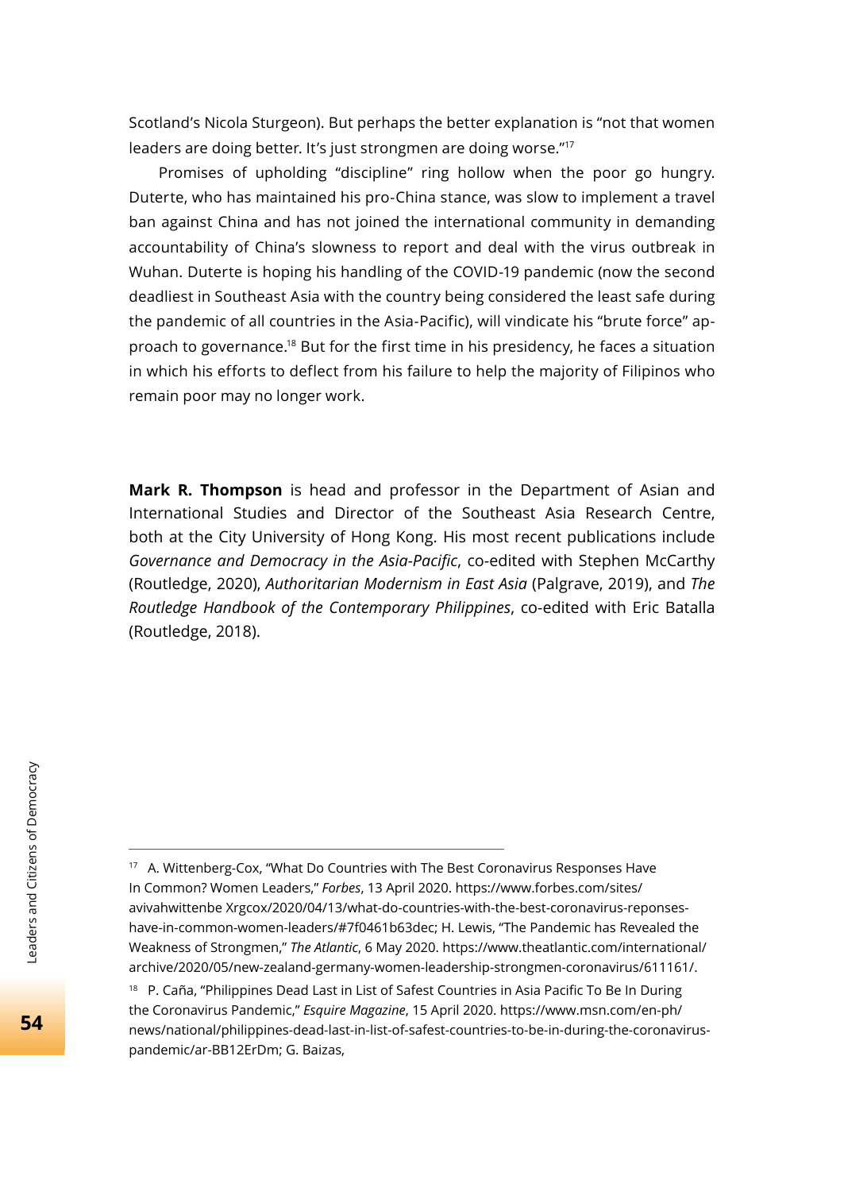Scotland's Nicola Sturgeon). But perhaps the better explanation is "not that women leaders are doing better. It's just strongmen are doing worse."[17]

Promises of upholding "discipline" ring hollow when the poor go hungry. Duterte, who has maintained his pro-China stance, was slow to implement a travel ban against China and has not joined the international community in demanding accountability of China's slowness to report and deal with the virus outbreak in Wuhan. Duterte is hoping his handling of the COVID-19 pandemic (now the second deadliest in Southeast Asia with the country being considered the least safe during the pandemic of all countries in the Asia-Pacific), will vindicate his "brute force" approach to governance.[18] But for the first time in his presidency, he faces a situation in which his efforts to deflect from his failure to help the majority of Filipinos who remain poor may no longer work.

**Mark R. Thompson** is head and professor in the Department of Asian and International Studies and Director of the Southeast Asia Research Centre, both at the City University of Hong Kong. His most recent publications include *Governance and Democracy in the Asia-Pacific*, co-edited with Stephen McCarthy (Routledge, 2020), *Authoritarian Modernism in East Asia* (Palgrave, 2019), and *The Routledge Handbook of the Contemporary Philippines*, co-edited with Eric Batalla (Routledge, 2018).

---

[17] A. Wittenberg-Cox, "What Do Countries with The Best Coronavirus Responses Have In Common? Women Leaders," *Forbes*, 13 April 2020. https://www.forbes.com/sites/avivahwittenbe Xrgcox/2020/04/13/what-do-countries-with-the-best-coronavirus-reponses-have-in-common-women-leaders/#7f0461b63dec; H. Lewis, "The Pandemic has Revealed the Weakness of Strongmen," *The Atlantic*, 6 May 2020. https://www.theatlantic.com/international/archive/2020/05/new-zealand-germany-women-leadership-strongmen-coronavirus/611161/.

[18] P. Caña, "Philippines Dead Last in List of Safest Countries in Asia Pacific To Be In During the Coronavirus Pandemic," *Esquire Magazine*, 15 April 2020. https://www.msn.com/en-ph/news/national/philippines-dead-last-in-list-of-safest-countries-to-be-in-during-the-coronavirus-pandemic/ar-BB12ErDm; G. Baizas,